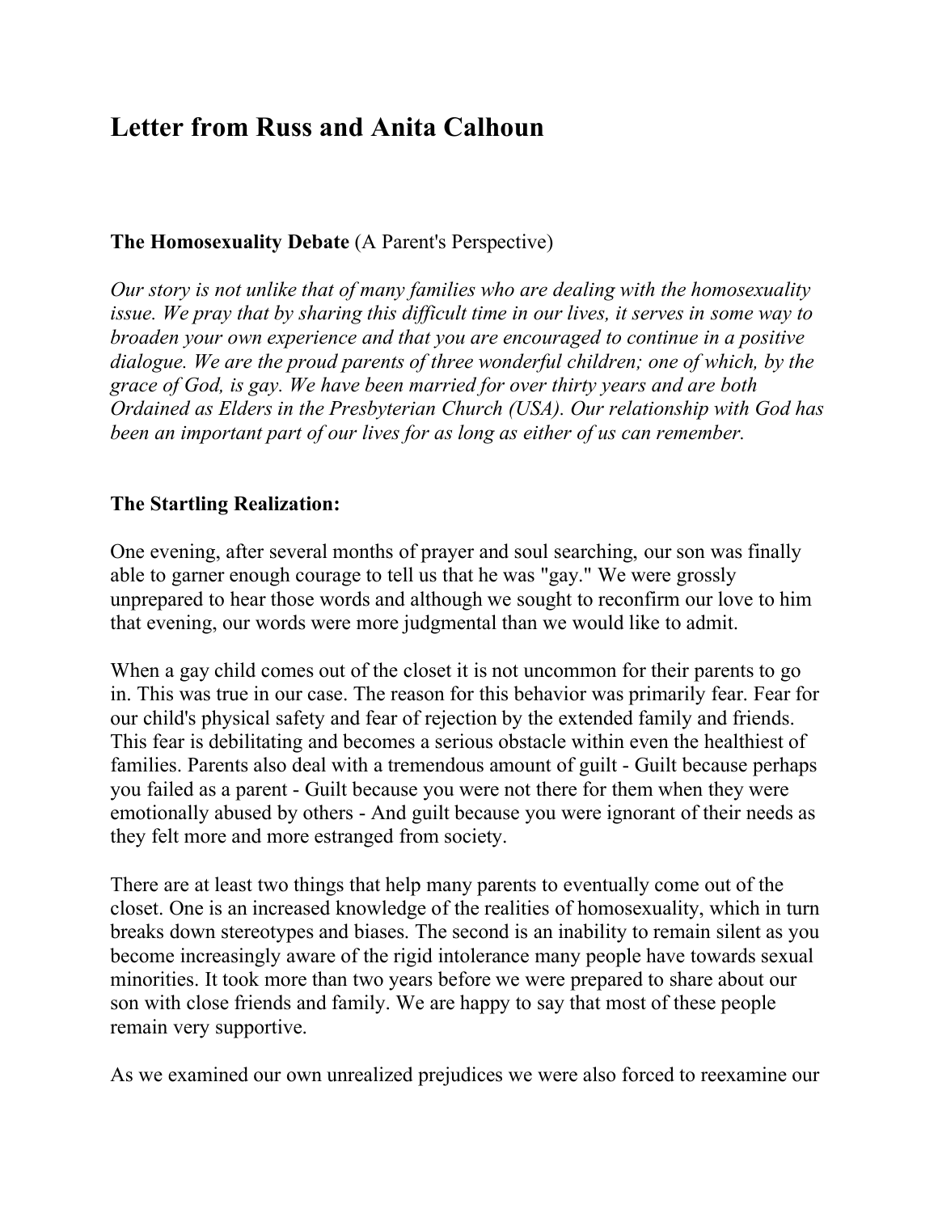# Letter from Russ and Anita Calhoun

**The Homosexuality Debate** (A Parent's Perspective)

*Our story is not unlike that of many families who are dealing with the homosexuality issue. We pray that by sharing this difficult time in our lives, it serves in some way to broaden your own experience and that you are encouraged to continue in a positive dialogue. We are the proud parents of three wonderful children; one of which, by the grace of God, is gay. We have been married for over thirty years and are both Ordained as Elders in the Presbyterian Church (USA). Our relationship with God has been an important part of our lives for as long as either of us can remember.*

**The Startling Realization:**

One evening, after several months of prayer and soul searching, our son was finally able to garner enough courage to tell us that he was "gay." We were grossly unprepared to hear those words and although we sought to reconfirm our love to him that evening, our words were more judgmental than we would like to admit.

When a gay child comes out of the closet it is not uncommon for their parents to go in. This was true in our case. The reason for this behavior was primarily fear. Fear for our child's physical safety and fear of rejection by the extended family and friends. This fear is debilitating and becomes a serious obstacle within even the healthiest of families. Parents also deal with a tremendous amount of guilt - Guilt because perhaps you failed as a parent - Guilt because you were not there for them when they were emotionally abused by others - And guilt because you were ignorant of their needs as they felt more and more estranged from society.

There are at least two things that help many parents to eventually come out of the closet. One is an increased knowledge of the realities of homosexuality, which in turn breaks down stereotypes and biases. The second is an inability to remain silent as you become increasingly aware of the rigid intolerance many people have towards sexual minorities. It took more than two years before we were prepared to share about our son with close friends and family. We are happy to say that most of these people remain very supportive.

As we examined our own unrealized prejudices we were also forced to reexamine our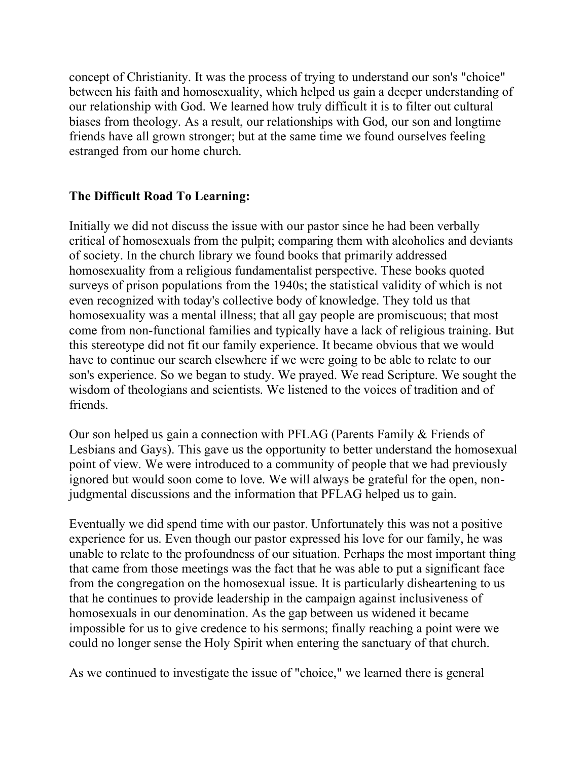concept of Christianity. It was the process of trying to understand our son's "choice" between his faith and homosexuality, which helped us gain a deeper understanding of our relationship with God. We learned how truly difficult it is to filter out cultural biases from theology. As a result, our relationships with God, our son and longtime friends have all grown stronger; but at the same time we found ourselves feeling estranged from our home church.

**The Difficult Road To Learning:**

Initially we did not discuss the issue with our pastor since he had been verbally critical of homosexuals from the pulpit; comparing them with alcoholics and deviants of society. In the church library we found books that primarily addressed homosexuality from a religious fundamentalist perspective. These books quoted surveys of prison populations from the 1940s; the statistical validity of which is not even recognized with today's collective body of knowledge. They told us that homosexuality was a mental illness; that all gay people are promiscuous; that most come from non-functional families and typically have a lack of religious training. But this stereotype did not fit our family experience. It became obvious that we would have to continue our search elsewhere if we were going to be able to relate to our son's experience. So we began to study. We prayed. We read Scripture. We sought the wisdom of theologians and scientists. We listened to the voices of tradition and of friends.

Our son helped us gain a connection with PFLAG (Parents Family & Friends of Lesbians and Gays). This gave us the opportunity to better understand the homosexual point of view. We were introduced to a community of people that we had previously ignored but would soon come to love. We will always be grateful for the open, non-judgmental discussions and the information that PFLAG helped us to gain.

Eventually we did spend time with our pastor. Unfortunately this was not a positive experience for us. Even though our pastor expressed his love for our family, he was unable to relate to the profoundness of our situation. Perhaps the most important thing that came from those meetings was the fact that he was able to put a significant face from the congregation on the homosexual issue. It is particularly disheartening to us that he continues to provide leadership in the campaign against inclusiveness of homosexuals in our denomination. As the gap between us widened it became impossible for us to give credence to his sermons; finally reaching a point were we could no longer sense the Holy Spirit when entering the sanctuary of that church.

As we continued to investigate the issue of "choice," we learned there is general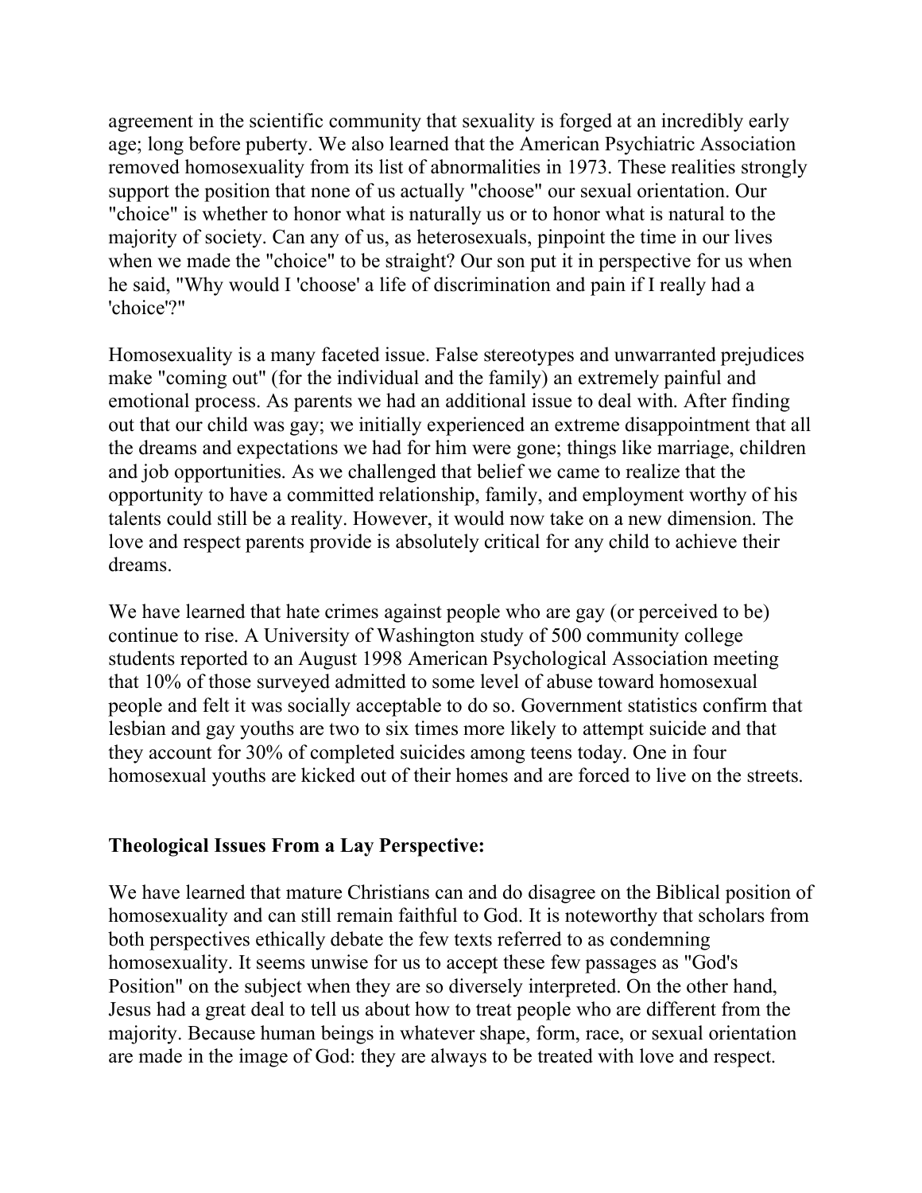agreement in the scientific community that sexuality is forged at an incredibly early age; long before puberty. We also learned that the American Psychiatric Association removed homosexuality from its list of abnormalities in 1973. These realities strongly support the position that none of us actually "choose" our sexual orientation. Our "choice" is whether to honor what is naturally us or to honor what is natural to the majority of society. Can any of us, as heterosexuals, pinpoint the time in our lives when we made the "choice" to be straight? Our son put it in perspective for us when he said, "Why would I 'choose' a life of discrimination and pain if I really had a 'choice'?"

Homosexuality is a many faceted issue. False stereotypes and unwarranted prejudices make "coming out" (for the individual and the family) an extremely painful and emotional process. As parents we had an additional issue to deal with. After finding out that our child was gay; we initially experienced an extreme disappointment that all the dreams and expectations we had for him were gone; things like marriage, children and job opportunities. As we challenged that belief we came to realize that the opportunity to have a committed relationship, family, and employment worthy of his talents could still be a reality. However, it would now take on a new dimension. The love and respect parents provide is absolutely critical for any child to achieve their dreams.

We have learned that hate crimes against people who are gay (or perceived to be) continue to rise. A University of Washington study of 500 community college students reported to an August 1998 American Psychological Association meeting that 10% of those surveyed admitted to some level of abuse toward homosexual people and felt it was socially acceptable to do so. Government statistics confirm that lesbian and gay youths are two to six times more likely to attempt suicide and that they account for 30% of completed suicides among teens today. One in four homosexual youths are kicked out of their homes and are forced to live on the streets.

**Theological Issues From a Lay Perspective:**

We have learned that mature Christians can and do disagree on the Biblical position of homosexuality and can still remain faithful to God. It is noteworthy that scholars from both perspectives ethically debate the few texts referred to as condemning homosexuality. It seems unwise for us to accept these few passages as "God's Position" on the subject when they are so diversely interpreted. On the other hand, Jesus had a great deal to tell us about how to treat people who are different from the majority. Because human beings in whatever shape, form, race, or sexual orientation are made in the image of God: they are always to be treated with love and respect.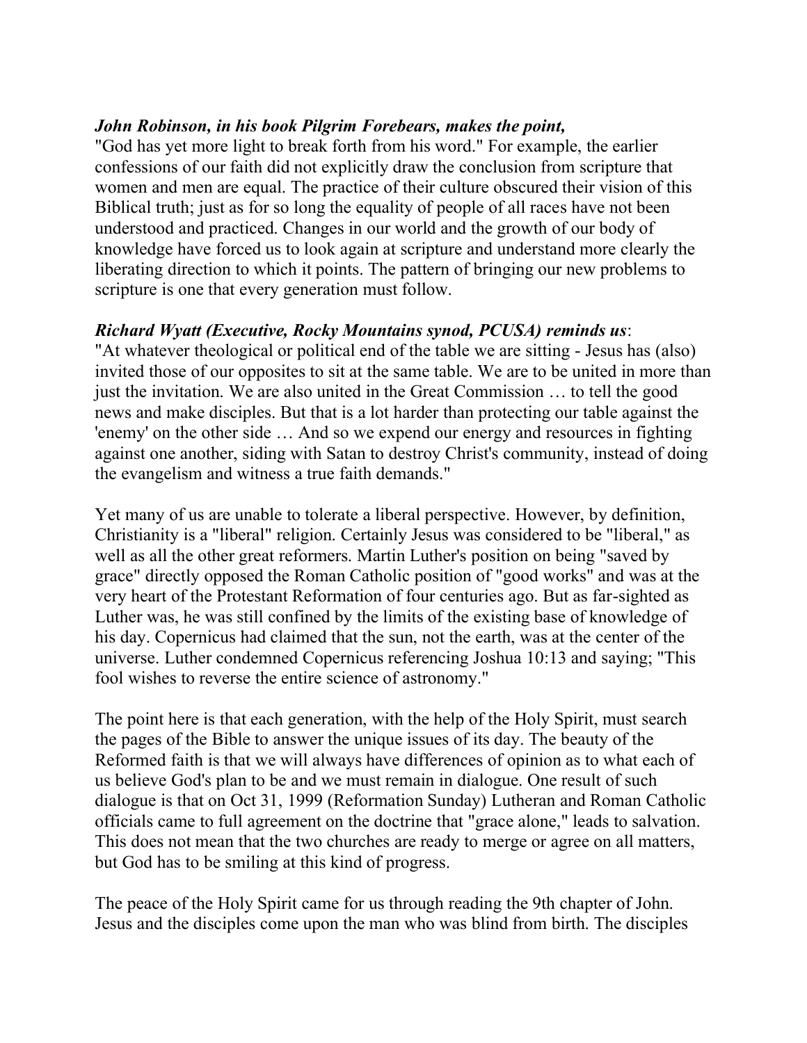***John Robinson, in his book Pilgrim Forebears, makes the point,***
"God has yet more light to break forth from his word." For example, the earlier confessions of our faith did not explicitly draw the conclusion from scripture that women and men are equal. The practice of their culture obscured their vision of this Biblical truth; just as for so long the equality of people of all races have not been understood and practiced. Changes in our world and the growth of our body of knowledge have forced us to look again at scripture and understand more clearly the liberating direction to which it points. The pattern of bringing our new problems to scripture is one that every generation must follow.

***Richard Wyatt (Executive, Rocky Mountains synod, PCUSA) reminds us***:
"At whatever theological or political end of the table we are sitting - Jesus has (also) invited those of our opposites to sit at the same table. We are to be united in more than just the invitation. We are also united in the Great Commission … to tell the good news and make disciples. But that is a lot harder than protecting our table against the 'enemy' on the other side … And so we expend our energy and resources in fighting against one another, siding with Satan to destroy Christ's community, instead of doing the evangelism and witness a true faith demands."

Yet many of us are unable to tolerate a liberal perspective. However, by definition, Christianity is a "liberal" religion. Certainly Jesus was considered to be "liberal," as well as all the other great reformers. Martin Luther's position on being "saved by grace" directly opposed the Roman Catholic position of "good works" and was at the very heart of the Protestant Reformation of four centuries ago. But as far-sighted as Luther was, he was still confined by the limits of the existing base of knowledge of his day. Copernicus had claimed that the sun, not the earth, was at the center of the universe. Luther condemned Copernicus referencing Joshua 10:13 and saying; "This fool wishes to reverse the entire science of astronomy."

The point here is that each generation, with the help of the Holy Spirit, must search the pages of the Bible to answer the unique issues of its day. The beauty of the Reformed faith is that we will always have differences of opinion as to what each of us believe God's plan to be and we must remain in dialogue. One result of such dialogue is that on Oct 31, 1999 (Reformation Sunday) Lutheran and Roman Catholic officials came to full agreement on the doctrine that "grace alone," leads to salvation. This does not mean that the two churches are ready to merge or agree on all matters, but God has to be smiling at this kind of progress.

The peace of the Holy Spirit came for us through reading the 9th chapter of John. Jesus and the disciples come upon the man who was blind from birth. The disciples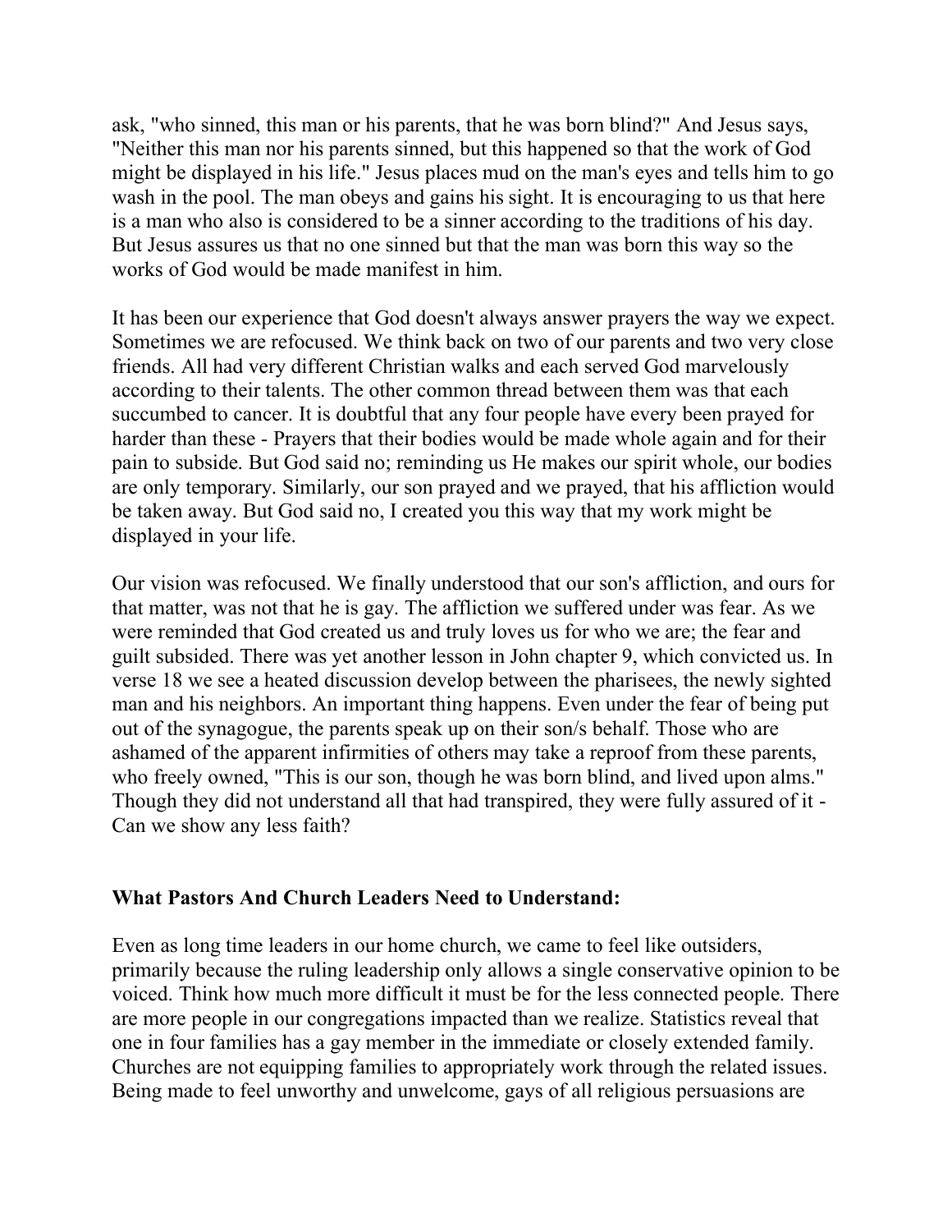ask, "who sinned, this man or his parents, that he was born blind?" And Jesus says, "Neither this man nor his parents sinned, but this happened so that the work of God might be displayed in his life." Jesus places mud on the man's eyes and tells him to go wash in the pool. The man obeys and gains his sight. It is encouraging to us that here is a man who also is considered to be a sinner according to the traditions of his day. But Jesus assures us that no one sinned but that the man was born this way so the works of God would be made manifest in him.

It has been our experience that God doesn't always answer prayers the way we expect. Sometimes we are refocused. We think back on two of our parents and two very close friends. All had very different Christian walks and each served God marvelously according to their talents. The other common thread between them was that each succumbed to cancer. It is doubtful that any four people have every been prayed for harder than these - Prayers that their bodies would be made whole again and for their pain to subside. But God said no; reminding us He makes our spirit whole, our bodies are only temporary. Similarly, our son prayed and we prayed, that his affliction would be taken away. But God said no, I created you this way that my work might be displayed in your life.

Our vision was refocused. We finally understood that our son's affliction, and ours for that matter, was not that he is gay. The affliction we suffered under was fear. As we were reminded that God created us and truly loves us for who we are; the fear and guilt subsided. There was yet another lesson in John chapter 9, which convicted us. In verse 18 we see a heated discussion develop between the pharisees, the newly sighted man and his neighbors. An important thing happens. Even under the fear of being put out of the synagogue, the parents speak up on their son/s behalf. Those who are ashamed of the apparent infirmities of others may take a reproof from these parents, who freely owned, "This is our son, though he was born blind, and lived upon alms." Though they did not understand all that had transpired, they were fully assured of it - Can we show any less faith?

**What Pastors And Church Leaders Need to Understand:**

Even as long time leaders in our home church, we came to feel like outsiders, primarily because the ruling leadership only allows a single conservative opinion to be voiced. Think how much more difficult it must be for the less connected people. There are more people in our congregations impacted than we realize. Statistics reveal that one in four families has a gay member in the immediate or closely extended family. Churches are not equipping families to appropriately work through the related issues. Being made to feel unworthy and unwelcome, gays of all religious persuasions are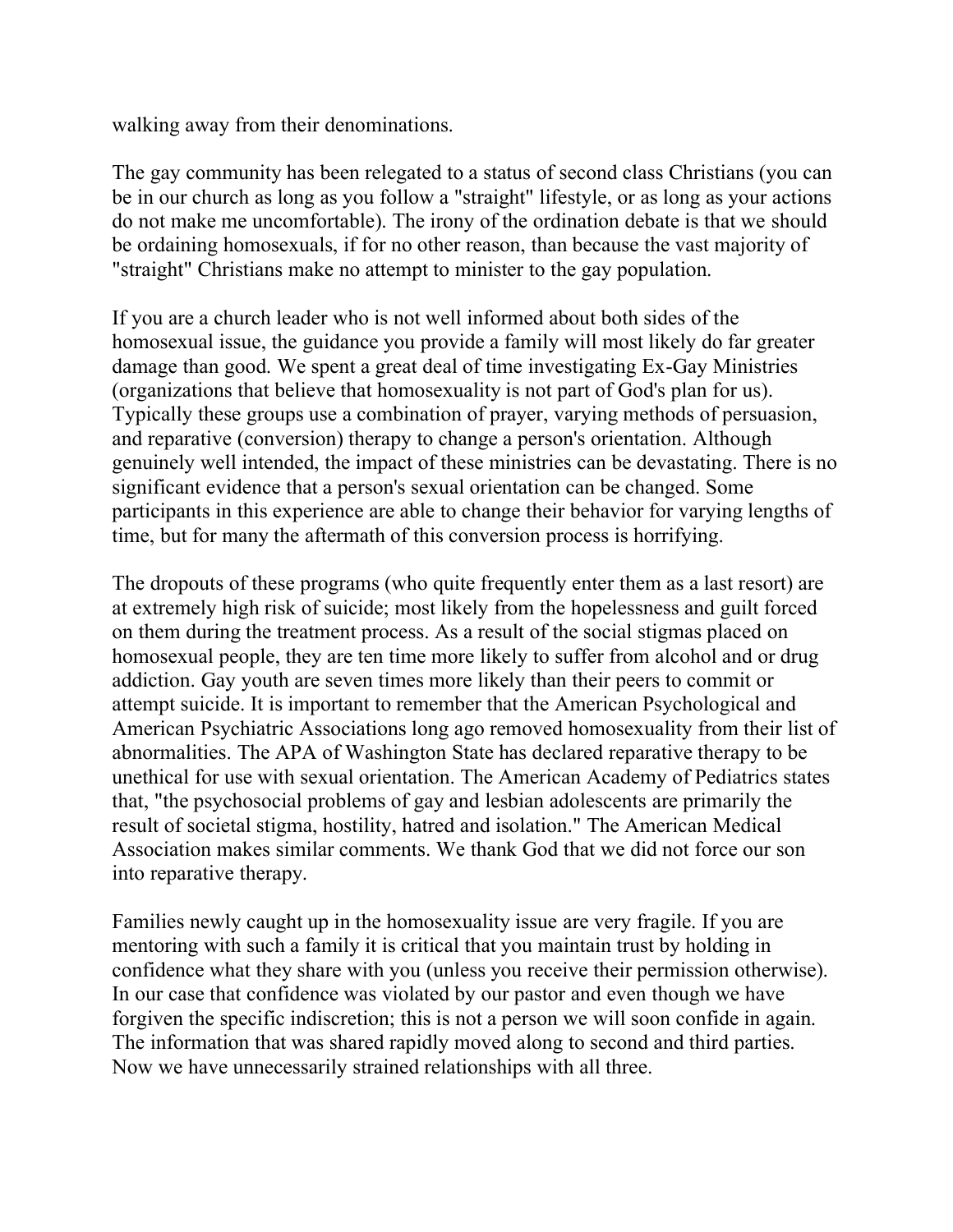walking away from their denominations.

The gay community has been relegated to a status of second class Christians (you can be in our church as long as you follow a "straight" lifestyle, or as long as your actions do not make me uncomfortable). The irony of the ordination debate is that we should be ordaining homosexuals, if for no other reason, than because the vast majority of "straight" Christians make no attempt to minister to the gay population.

If you are a church leader who is not well informed about both sides of the homosexual issue, the guidance you provide a family will most likely do far greater damage than good. We spent a great deal of time investigating Ex-Gay Ministries (organizations that believe that homosexuality is not part of God's plan for us). Typically these groups use a combination of prayer, varying methods of persuasion, and reparative (conversion) therapy to change a person's orientation. Although genuinely well intended, the impact of these ministries can be devastating. There is no significant evidence that a person's sexual orientation can be changed. Some participants in this experience are able to change their behavior for varying lengths of time, but for many the aftermath of this conversion process is horrifying.

The dropouts of these programs (who quite frequently enter them as a last resort) are at extremely high risk of suicide; most likely from the hopelessness and guilt forced on them during the treatment process. As a result of the social stigmas placed on homosexual people, they are ten time more likely to suffer from alcohol and or drug addiction. Gay youth are seven times more likely than their peers to commit or attempt suicide. It is important to remember that the American Psychological and American Psychiatric Associations long ago removed homosexuality from their list of abnormalities. The APA of Washington State has declared reparative therapy to be unethical for use with sexual orientation. The American Academy of Pediatrics states that, "the psychosocial problems of gay and lesbian adolescents are primarily the result of societal stigma, hostility, hatred and isolation." The American Medical Association makes similar comments. We thank God that we did not force our son into reparative therapy.

Families newly caught up in the homosexuality issue are very fragile. If you are mentoring with such a family it is critical that you maintain trust by holding in confidence what they share with you (unless you receive their permission otherwise). In our case that confidence was violated by our pastor and even though we have forgiven the specific indiscretion; this is not a person we will soon confide in again. The information that was shared rapidly moved along to second and third parties. Now we have unnecessarily strained relationships with all three.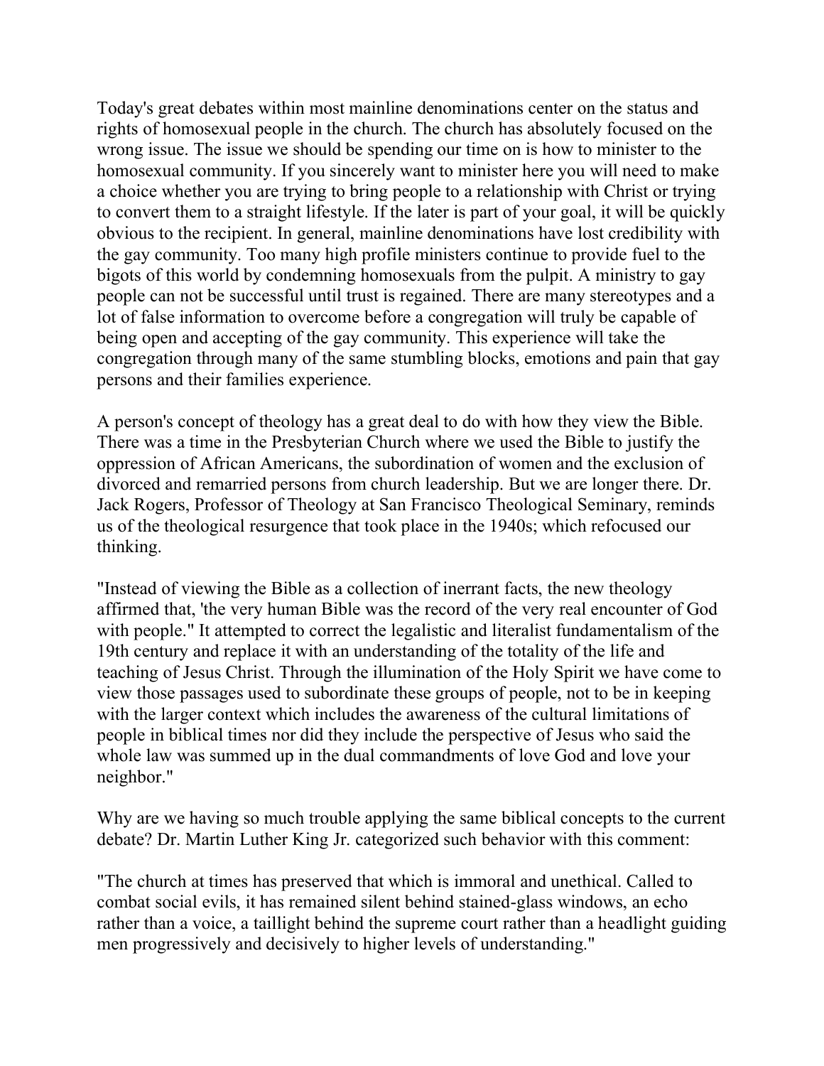Today's great debates within most mainline denominations center on the status and rights of homosexual people in the church. The church has absolutely focused on the wrong issue. The issue we should be spending our time on is how to minister to the homosexual community. If you sincerely want to minister here you will need to make a choice whether you are trying to bring people to a relationship with Christ or trying to convert them to a straight lifestyle. If the later is part of your goal, it will be quickly obvious to the recipient. In general, mainline denominations have lost credibility with the gay community. Too many high profile ministers continue to provide fuel to the bigots of this world by condemning homosexuals from the pulpit. A ministry to gay people can not be successful until trust is regained. There are many stereotypes and a lot of false information to overcome before a congregation will truly be capable of being open and accepting of the gay community. This experience will take the congregation through many of the same stumbling blocks, emotions and pain that gay persons and their families experience.

A person's concept of theology has a great deal to do with how they view the Bible. There was a time in the Presbyterian Church where we used the Bible to justify the oppression of African Americans, the subordination of women and the exclusion of divorced and remarried persons from church leadership. But we are longer there. Dr. Jack Rogers, Professor of Theology at San Francisco Theological Seminary, reminds us of the theological resurgence that took place in the 1940s; which refocused our thinking.

"Instead of viewing the Bible as a collection of inerrant facts, the new theology affirmed that, 'the very human Bible was the record of the very real encounter of God with people." It attempted to correct the legalistic and literalist fundamentalism of the 19th century and replace it with an understanding of the totality of the life and teaching of Jesus Christ. Through the illumination of the Holy Spirit we have come to view those passages used to subordinate these groups of people, not to be in keeping with the larger context which includes the awareness of the cultural limitations of people in biblical times nor did they include the perspective of Jesus who said the whole law was summed up in the dual commandments of love God and love your neighbor."

Why are we having so much trouble applying the same biblical concepts to the current debate? Dr. Martin Luther King Jr. categorized such behavior with this comment:

"The church at times has preserved that which is immoral and unethical. Called to combat social evils, it has remained silent behind stained-glass windows, an echo rather than a voice, a taillight behind the supreme court rather than a headlight guiding men progressively and decisively to higher levels of understanding."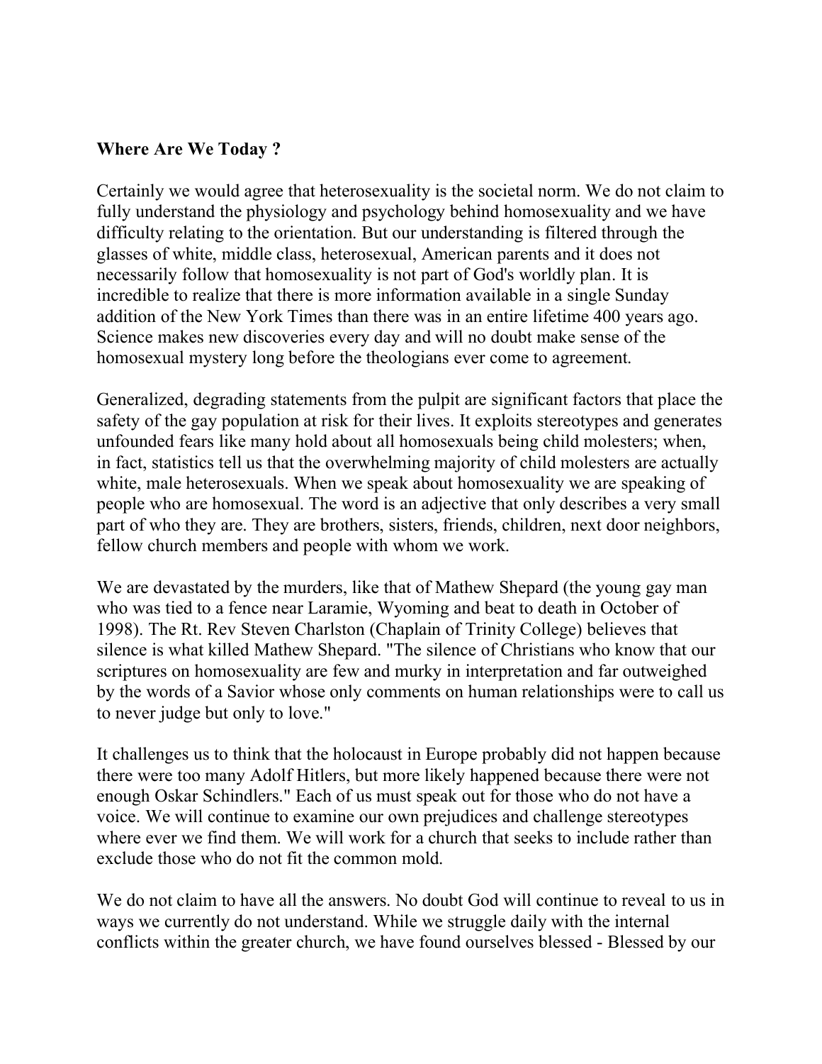**Where Are We Today ?**

Certainly we would agree that heterosexuality is the societal norm. We do not claim to fully understand the physiology and psychology behind homosexuality and we have difficulty relating to the orientation. But our understanding is filtered through the glasses of white, middle class, heterosexual, American parents and it does not necessarily follow that homosexuality is not part of God's worldly plan. It is incredible to realize that there is more information available in a single Sunday addition of the New York Times than there was in an entire lifetime 400 years ago. Science makes new discoveries every day and will no doubt make sense of the homosexual mystery long before the theologians ever come to agreement.

Generalized, degrading statements from the pulpit are significant factors that place the safety of the gay population at risk for their lives. It exploits stereotypes and generates unfounded fears like many hold about all homosexuals being child molesters; when, in fact, statistics tell us that the overwhelming majority of child molesters are actually white, male heterosexuals. When we speak about homosexuality we are speaking of people who are homosexual. The word is an adjective that only describes a very small part of who they are. They are brothers, sisters, friends, children, next door neighbors, fellow church members and people with whom we work.

We are devastated by the murders, like that of Mathew Shepard (the young gay man who was tied to a fence near Laramie, Wyoming and beat to death in October of 1998). The Rt. Rev Steven Charlston (Chaplain of Trinity College) believes that silence is what killed Mathew Shepard. "The silence of Christians who know that our scriptures on homosexuality are few and murky in interpretation and far outweighed by the words of a Savior whose only comments on human relationships were to call us to never judge but only to love."

It challenges us to think that the holocaust in Europe probably did not happen because there were too many Adolf Hitlers, but more likely happened because there were not enough Oskar Schindlers." Each of us must speak out for those who do not have a voice. We will continue to examine our own prejudices and challenge stereotypes where ever we find them. We will work for a church that seeks to include rather than exclude those who do not fit the common mold.

We do not claim to have all the answers. No doubt God will continue to reveal to us in ways we currently do not understand. While we struggle daily with the internal conflicts within the greater church, we have found ourselves blessed - Blessed by our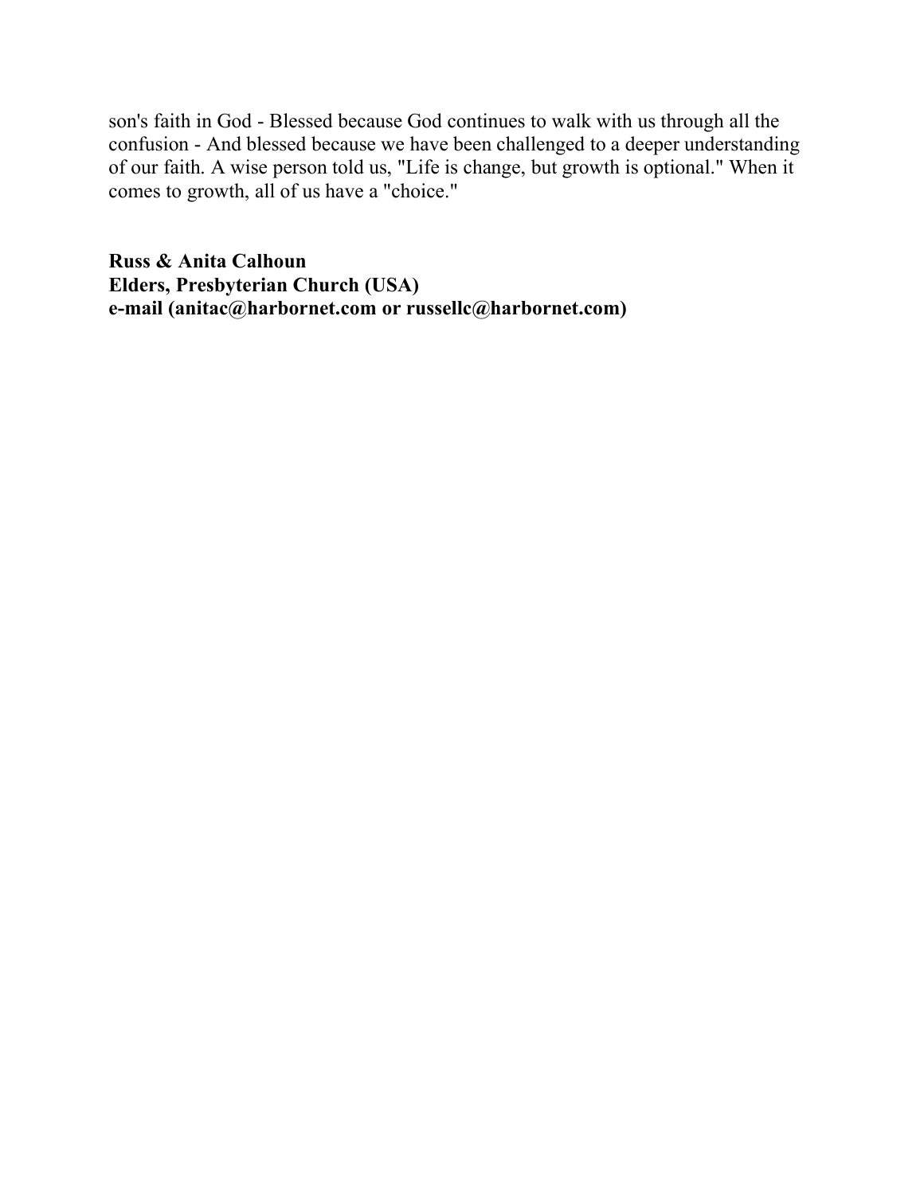son's faith in God - Blessed because God continues to walk with us through all the confusion - And blessed because we have been challenged to a deeper understanding of our faith. A wise person told us, "Life is change, but growth is optional." When it comes to growth, all of us have a "choice."

**Russ & Anita Calhoun**
**Elders, Presbyterian Church (USA)**
**e-mail (anitac@harbornet.com or russellc@harbornet.com)**